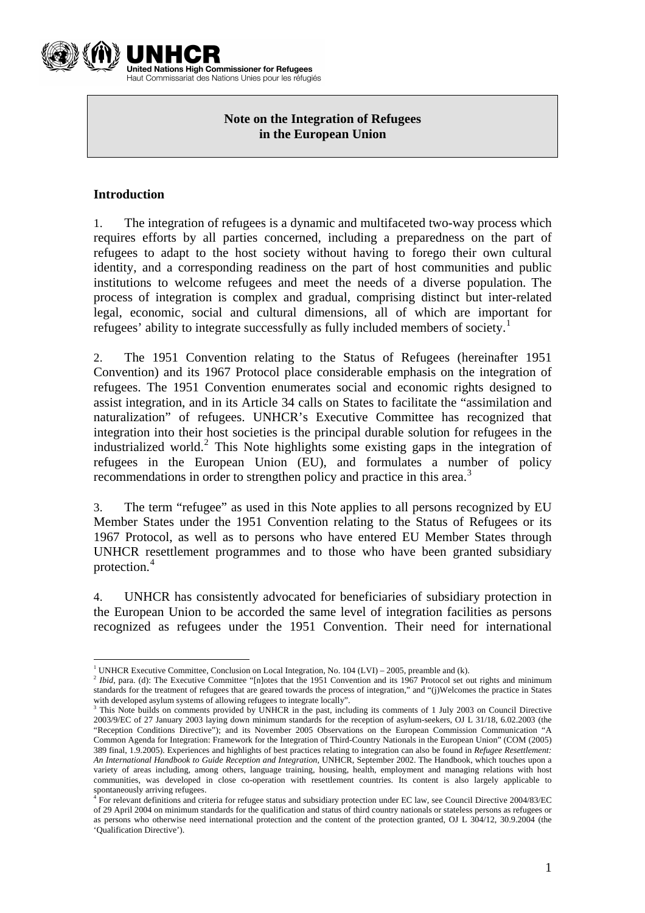# Note on the Integration of Refugees in the European Union

## Introduction

1. The integration of refugees is a dynamic and multifaceted two-way process which requires efforts by all parties concerned, including a preparedness on the part of refugees to adapt to the host society without having to forego their own cultural identity, and a corresponding readiness on the part of host communities and public institutions to welcome refugees and meet the needs of a diverse population. The process of integration is complex and gradual, comprising distinct but inter-related legal, economic, social and cultural dimensions, all of which are important for refugees' ability to integrate successfully as fully included members of society.[1]

2. The 1951 Convention relating to the Status of Refugees (hereinafter 1951 Convention) and its 1967 Protocol place considerable emphasis on the integration of refugees. The 1951 Convention enumerates social and economic rights designed to assist integration, and in its Article 34 calls on States to facilitate the "assimilation and naturalization" of refugees. UNHCR's Executive Committee has recognized that integration into their host societies is the principal durable solution for refugees in the industrialized world.[2] This Note highlights some existing gaps in the integration of refugees in the European Union (EU), and formulates a number of policy recommendations in order to strengthen policy and practice in this area.[3]

3. The term "refugee" as used in this Note applies to all persons recognized by EU Member States under the 1951 Convention relating to the Status of Refugees or its 1967 Protocol, as well as to persons who have entered EU Member States through UNHCR resettlement programmes and to those who have been granted subsidiary protection.[4]

4. UNHCR has consistently advocated for beneficiaries of subsidiary protection in the European Union to be accorded the same level of integration facilities as persons recognized as refugees under the 1951 Convention. Their need for international

---

[1] UNHCR Executive Committee, Conclusion on Local Integration, No. 104 (LVI) – 2005, preamble and (k).

[2] *Ibid*, para. (d): The Executive Committee "[n]otes that the 1951 Convention and its 1967 Protocol set out rights and minimum standards for the treatment of refugees that are geared towards the process of integration," and "(j)Welcomes the practice in States with developed asylum systems of allowing refugees to integrate locally".

[3] This Note builds on comments provided by UNHCR in the past, including its comments of 1 July 2003 on Council Directive 2003/9/EC of 27 January 2003 laying down minimum standards for the reception of asylum-seekers, OJ L 31/18, 6.02.2003 (the "Reception Conditions Directive"); and its November 2005 Observations on the European Commission Communication "A Common Agenda for Integration: Framework for the Integration of Third-Country Nationals in the European Union" (COM (2005) 389 final, 1.9.2005). Experiences and highlights of best practices relating to integration can also be found in *Refugee Resettlement: An International Handbook to Guide Reception and Integration*, UNHCR, September 2002. The Handbook, which touches upon a variety of areas including, among others, language training, housing, health, employment and managing relations with host communities, was developed in close co-operation with resettlement countries. Its content is also largely applicable to spontaneously arriving refugees.

[4] For relevant definitions and criteria for refugee status and subsidiary protection under EC law, see Council Directive 2004/83/EC of 29 April 2004 on minimum standards for the qualification and status of third country nationals or stateless persons as refugees or as persons who otherwise need international protection and the content of the protection granted, OJ L 304/12, 30.9.2004 (the 'Qualification Directive').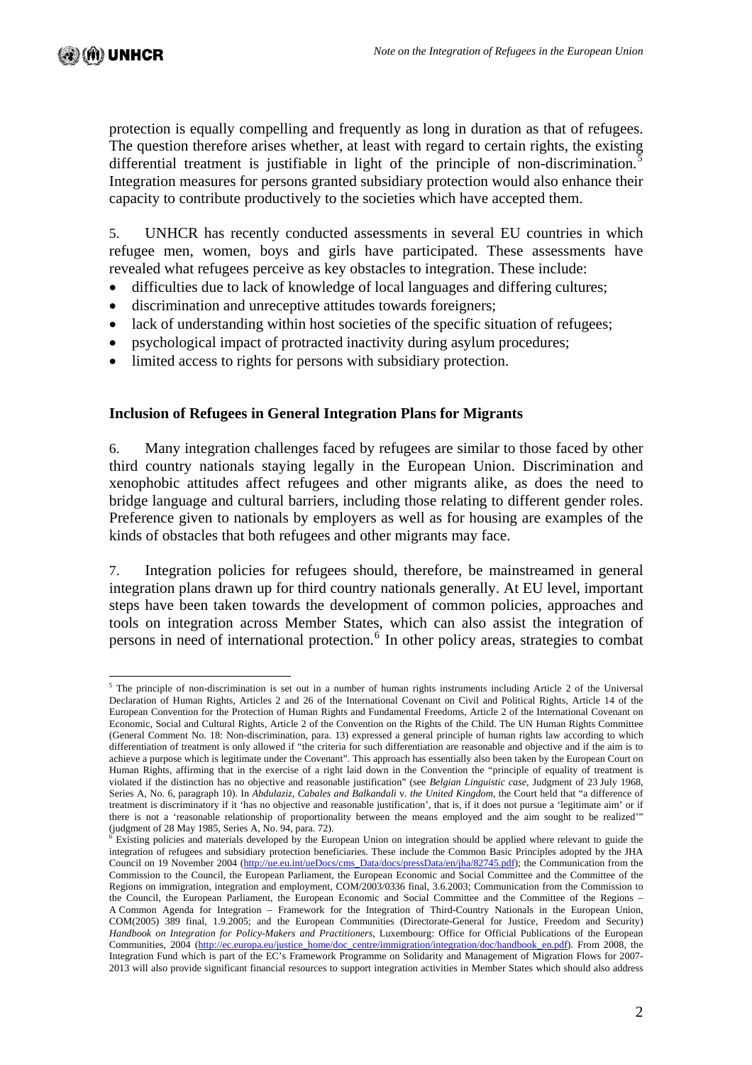protection is equally compelling and frequently as long in duration as that of refugees. The question therefore arises whether, at least with regard to certain rights, the existing differential treatment is justifiable in light of the principle of non-discrimination.[5] Integration measures for persons granted subsidiary protection would also enhance their capacity to contribute productively to the societies which have accepted them.

5. UNHCR has recently conducted assessments in several EU countries in which refugee men, women, boys and girls have participated. These assessments have revealed what refugees perceive as key obstacles to integration. These include:

- difficulties due to lack of knowledge of local languages and differing cultures;
- discrimination and unreceptive attitudes towards foreigners;
- lack of understanding within host societies of the specific situation of refugees;
- psychological impact of protracted inactivity during asylum procedures;
- limited access to rights for persons with subsidiary protection.

**Inclusion of Refugees in General Integration Plans for Migrants**

6. Many integration challenges faced by refugees are similar to those faced by other third country nationals staying legally in the European Union. Discrimination and xenophobic attitudes affect refugees and other migrants alike, as does the need to bridge language and cultural barriers, including those relating to different gender roles. Preference given to nationals by employers as well as for housing are examples of the kinds of obstacles that both refugees and other migrants may face.

7. Integration policies for refugees should, therefore, be mainstreamed in general integration plans drawn up for third country nationals generally. At EU level, important steps have been taken towards the development of common policies, approaches and tools on integration across Member States, which can also assist the integration of persons in need of international protection.[6] In other policy areas, strategies to combat

---

[5] The principle of non-discrimination is set out in a number of human rights instruments including Article 2 of the Universal Declaration of Human Rights, Articles 2 and 26 of the International Covenant on Civil and Political Rights, Article 14 of the European Convention for the Protection of Human Rights and Fundamental Freedoms, Article 2 of the International Covenant on Economic, Social and Cultural Rights, Article 2 of the Convention on the Rights of the Child. The UN Human Rights Committee (General Comment No. 18: Non-discrimination, para. 13) expressed a general principle of human rights law according to which differentiation of treatment is only allowed if "the criteria for such differentiation are reasonable and objective and if the aim is to achieve a purpose which is legitimate under the Covenant". This approach has essentially also been taken by the European Court on Human Rights, affirming that in the exercise of a right laid down in the Convention the "principle of equality of treatment is violated if the distinction has no objective and reasonable justification" (see *Belgian Linguistic case*, Judgment of 23 July 1968, Series A, No. 6, paragraph 10). In *Abdulaziz, Cabales and Balkandali* v. *the United Kingdom*, the Court held that "a difference of treatment is discriminatory if it 'has no objective and reasonable justification', that is, if it does not pursue a 'legitimate aim' or if there is not a 'reasonable relationship of proportionality between the means employed and the aim sought to be realized'" (judgment of 28 May 1985, Series A, No. 94, para. 72).

[6] Existing policies and materials developed by the European Union on integration should be applied where relevant to guide the integration of refugees and subsidiary protection beneficiaries. These include the Common Basic Principles adopted by the JHA Council on 19 November 2004 (http://ue.eu.int/ueDocs/cms_Data/docs/pressData/en/jha/82745.pdf); the Communication from the Commission to the Council, the European Parliament, the European Economic and Social Committee and the Committee of the Regions on immigration, integration and employment, COM/2003/0336 final, 3.6.2003; Communication from the Commission to the Council, the European Parliament, the European Economic and Social Committee and the Committee of the Regions – A Common Agenda for Integration – Framework for the Integration of Third-Country Nationals in the European Union, COM(2005) 389 final, 1.9.2005; and the European Communities (Directorate-General for Justice, Freedom and Security) *Handbook on Integration for Policy-Makers and Practitioners*, Luxembourg: Office for Official Publications of the European Communities, 2004 (http://ec.europa.eu/justice_home/doc_centre/immigration/integration/doc/handbook_en.pdf). From 2008, the Integration Fund which is part of the EC's Framework Programme on Solidarity and Management of Migration Flows for 2007-2013 will also provide significant financial resources to support integration activities in Member States which should also address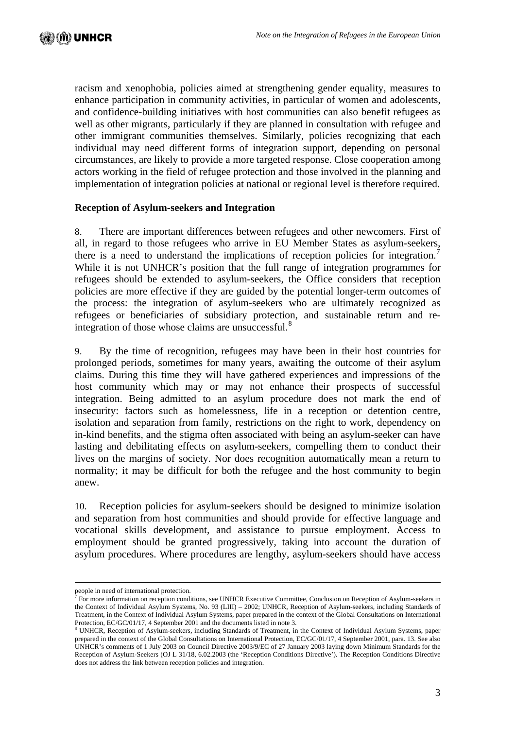racism and xenophobia, policies aimed at strengthening gender equality, measures to enhance participation in community activities, in particular of women and adolescents, and confidence-building initiatives with host communities can also benefit refugees as well as other migrants, particularly if they are planned in consultation with refugee and other immigrant communities themselves. Similarly, policies recognizing that each individual may need different forms of integration support, depending on personal circumstances, are likely to provide a more targeted response. Close cooperation among actors working in the field of refugee protection and those involved in the planning and implementation of integration policies at national or regional level is therefore required.

**Reception of Asylum-seekers and Integration**

8. There are important differences between refugees and other newcomers. First of all, in regard to those refugees who arrive in EU Member States as asylum-seekers, there is a need to understand the implications of reception policies for integration.[7] While it is not UNHCR's position that the full range of integration programmes for refugees should be extended to asylum-seekers, the Office considers that reception policies are more effective if they are guided by the potential longer-term outcomes of the process: the integration of asylum-seekers who are ultimately recognized as refugees or beneficiaries of subsidiary protection, and sustainable return and re-integration of those whose claims are unsuccessful.[8]

9. By the time of recognition, refugees may have been in their host countries for prolonged periods, sometimes for many years, awaiting the outcome of their asylum claims. During this time they will have gathered experiences and impressions of the host community which may or may not enhance their prospects of successful integration. Being admitted to an asylum procedure does not mark the end of insecurity: factors such as homelessness, life in a reception or detention centre, isolation and separation from family, restrictions on the right to work, dependency on in-kind benefits, and the stigma often associated with being an asylum-seeker can have lasting and debilitating effects on asylum-seekers, compelling them to conduct their lives on the margins of society. Nor does recognition automatically mean a return to normality; it may be difficult for both the refugee and the host community to begin anew.

10. Reception policies for asylum-seekers should be designed to minimize isolation and separation from host communities and should provide for effective language and vocational skills development, and assistance to pursue employment. Access to employment should be granted progressively, taking into account the duration of asylum procedures. Where procedures are lengthy, asylum-seekers should have access

---

people in need of international protection.

[7] For more information on reception conditions, see UNHCR Executive Committee, Conclusion on Reception of Asylum-seekers in the Context of Individual Asylum Systems, No. 93 (LIII) – 2002; UNHCR, Reception of Asylum-seekers, including Standards of Treatment, in the Context of Individual Asylum Systems, paper prepared in the context of the Global Consultations on International Protection, EC/GC/01/17, 4 September 2001 and the documents listed in note 3.

[8] UNHCR, Reception of Asylum-seekers, including Standards of Treatment, in the Context of Individual Asylum Systems, paper prepared in the context of the Global Consultations on International Protection, EC/GC/01/17, 4 September 2001, para. 13. See also UNHCR's comments of 1 July 2003 on Council Directive 2003/9/EC of 27 January 2003 laying down Minimum Standards for the Reception of Asylum-Seekers (OJ L 31/18, 6.02.2003 (the 'Reception Conditions Directive'). The Reception Conditions Directive does not address the link between reception policies and integration.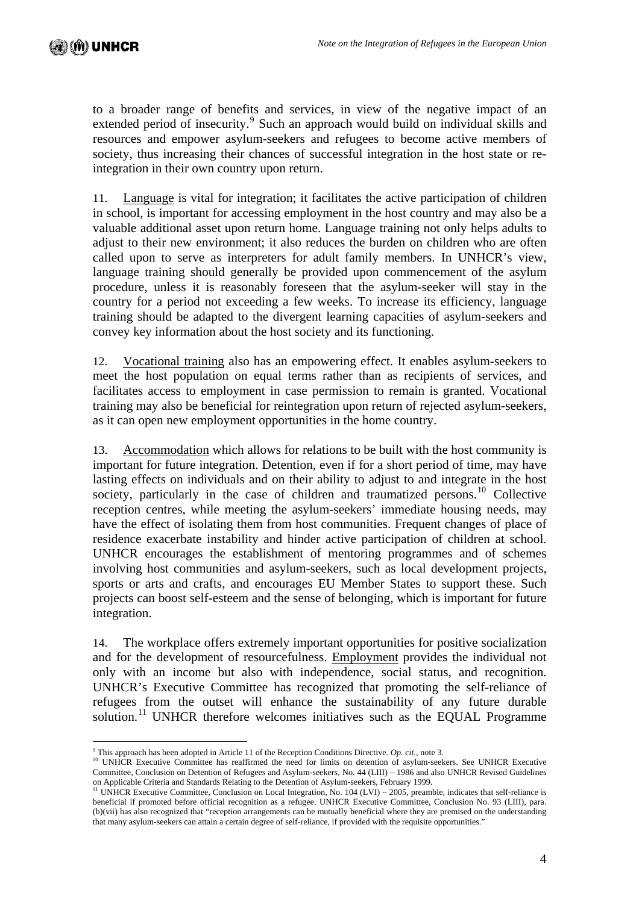to a broader range of benefits and services, in view of the negative impact of an extended period of insecurity.[9] Such an approach would build on individual skills and resources and empower asylum-seekers and refugees to become active members of society, thus increasing their chances of successful integration in the host state or re-integration in their own country upon return.

11. Language is vital for integration; it facilitates the active participation of children in school, is important for accessing employment in the host country and may also be a valuable additional asset upon return home. Language training not only helps adults to adjust to their new environment; it also reduces the burden on children who are often called upon to serve as interpreters for adult family members. In UNHCR's view, language training should generally be provided upon commencement of the asylum procedure, unless it is reasonably foreseen that the asylum-seeker will stay in the country for a period not exceeding a few weeks. To increase its efficiency, language training should be adapted to the divergent learning capacities of asylum-seekers and convey key information about the host society and its functioning.

12. Vocational training also has an empowering effect. It enables asylum-seekers to meet the host population on equal terms rather than as recipients of services, and facilitates access to employment in case permission to remain is granted. Vocational training may also be beneficial for reintegration upon return of rejected asylum-seekers, as it can open new employment opportunities in the home country.

13. Accommodation which allows for relations to be built with the host community is important for future integration. Detention, even if for a short period of time, may have lasting effects on individuals and on their ability to adjust to and integrate in the host society, particularly in the case of children and traumatized persons.[10] Collective reception centres, while meeting the asylum-seekers' immediate housing needs, may have the effect of isolating them from host communities. Frequent changes of place of residence exacerbate instability and hinder active participation of children at school. UNHCR encourages the establishment of mentoring programmes and of schemes involving host communities and asylum-seekers, such as local development projects, sports or arts and crafts, and encourages EU Member States to support these. Such projects can boost self-esteem and the sense of belonging, which is important for future integration.

14. The workplace offers extremely important opportunities for positive socialization and for the development of resourcefulness. Employment provides the individual not only with an income but also with independence, social status, and recognition. UNHCR's Executive Committee has recognized that promoting the self-reliance of refugees from the outset will enhance the sustainability of any future durable solution.[11] UNHCR therefore welcomes initiatives such as the EQUAL Programme

---

[9] This approach has been adopted in Article 11 of the Reception Conditions Directive. *Op. cit.*, note 3.

[10] UNHCR Executive Committee has reaffirmed the need for limits on detention of asylum-seekers. See UNHCR Executive Committee, Conclusion on Detention of Refugees and Asylum-seekers, No. 44 (LIII) – 1986 and also UNHCR Revised Guidelines on Applicable Criteria and Standards Relating to the Detention of Asylum-seekers, February 1999.

[11] UNHCR Executive Committee, Conclusion on Local Integration, No. 104 (LVI) – 2005, preamble, indicates that self-reliance is beneficial if promoted before official recognition as a refugee. UNHCR Executive Committee, Conclusion No. 93 (LIII), para. (b)(vii) has also recognized that "reception arrangements can be mutually beneficial where they are premised on the understanding that many asylum-seekers can attain a certain degree of self-reliance, if provided with the requisite opportunities."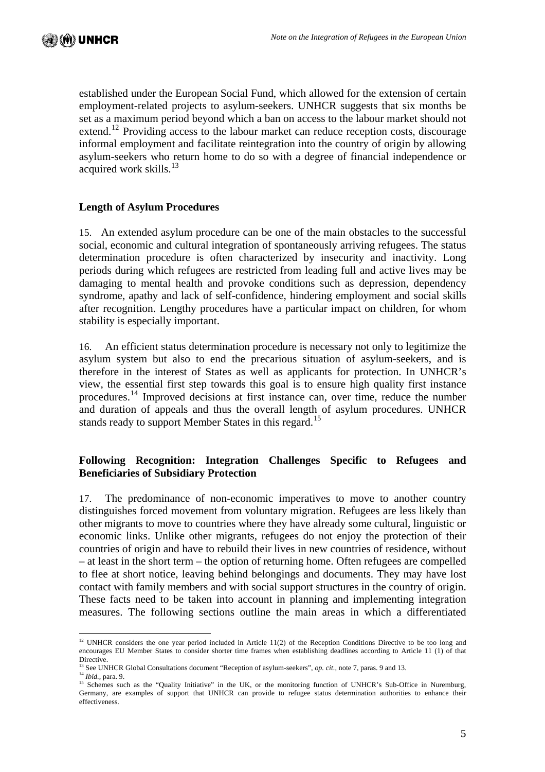established under the European Social Fund, which allowed for the extension of certain employment-related projects to asylum-seekers. UNHCR suggests that six months be set as a maximum period beyond which a ban on access to the labour market should not extend.[12] Providing access to the labour market can reduce reception costs, discourage informal employment and facilitate reintegration into the country of origin by allowing asylum-seekers who return home to do so with a degree of financial independence or acquired work skills.[13]

### Length of Asylum Procedures

15. An extended asylum procedure can be one of the main obstacles to the successful social, economic and cultural integration of spontaneously arriving refugees. The status determination procedure is often characterized by insecurity and inactivity. Long periods during which refugees are restricted from leading full and active lives may be damaging to mental health and provoke conditions such as depression, dependency syndrome, apathy and lack of self-confidence, hindering employment and social skills after recognition. Lengthy procedures have a particular impact on children, for whom stability is especially important.

16. An efficient status determination procedure is necessary not only to legitimize the asylum system but also to end the precarious situation of asylum-seekers, and is therefore in the interest of States as well as applicants for protection. In UNHCR's view, the essential first step towards this goal is to ensure high quality first instance procedures.[14] Improved decisions at first instance can, over time, reduce the number and duration of appeals and thus the overall length of asylum procedures. UNHCR stands ready to support Member States in this regard.[15]

### Following Recognition: Integration Challenges Specific to Refugees and Beneficiaries of Subsidiary Protection

17. The predominance of non-economic imperatives to move to another country distinguishes forced movement from voluntary migration. Refugees are less likely than other migrants to move to countries where they have already some cultural, linguistic or economic links. Unlike other migrants, refugees do not enjoy the protection of their countries of origin and have to rebuild their lives in new countries of residence, without – at least in the short term – the option of returning home. Often refugees are compelled to flee at short notice, leaving behind belongings and documents. They may have lost contact with family members and with social support structures in the country of origin. These facts need to be taken into account in planning and implementing integration measures. The following sections outline the main areas in which a differentiated

---

[12] UNHCR considers the one year period included in Article 11(2) of the Reception Conditions Directive to be too long and encourages EU Member States to consider shorter time frames when establishing deadlines according to Article 11 (1) of that Directive.

[13] See UNHCR Global Consultations document "Reception of asylum-seekers", *op. cit.*, note 7, paras. 9 and 13.

[14] *Ibid.*, para. 9.

[15] Schemes such as the "Quality Initiative" in the UK, or the monitoring function of UNHCR's Sub-Office in Nuremburg, Germany, are examples of support that UNHCR can provide to refugee status determination authorities to enhance their effectiveness.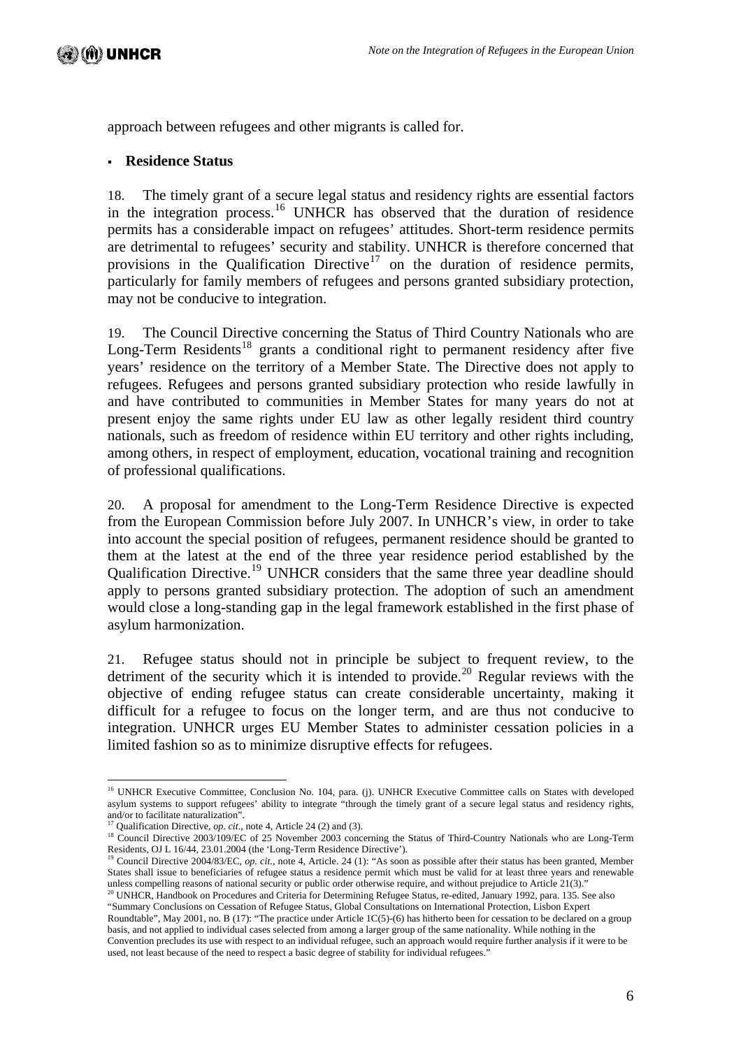approach between refugees and other migrants is called for.

- **Residence Status**

18. The timely grant of a secure legal status and residency rights are essential factors in the integration process.[16] UNHCR has observed that the duration of residence permits has a considerable impact on refugees' attitudes. Short-term residence permits are detrimental to refugees' security and stability. UNHCR is therefore concerned that provisions in the Qualification Directive[17] on the duration of residence permits, particularly for family members of refugees and persons granted subsidiary protection, may not be conducive to integration.

19. The Council Directive concerning the Status of Third Country Nationals who are Long-Term Residents[18] grants a conditional right to permanent residency after five years' residence on the territory of a Member State. The Directive does not apply to refugees. Refugees and persons granted subsidiary protection who reside lawfully in and have contributed to communities in Member States for many years do not at present enjoy the same rights under EU law as other legally resident third country nationals, such as freedom of residence within EU territory and other rights including, among others, in respect of employment, education, vocational training and recognition of professional qualifications.

20. A proposal for amendment to the Long-Term Residence Directive is expected from the European Commission before July 2007. In UNHCR's view, in order to take into account the special position of refugees, permanent residence should be granted to them at the latest at the end of the three year residence period established by the Qualification Directive.[19] UNHCR considers that the same three year deadline should apply to persons granted subsidiary protection. The adoption of such an amendment would close a long-standing gap in the legal framework established in the first phase of asylum harmonization.

21. Refugee status should not in principle be subject to frequent review, to the detriment of the security which it is intended to provide.[20] Regular reviews with the objective of ending refugee status can create considerable uncertainty, making it difficult for a refugee to focus on the longer term, and are thus not conducive to integration. UNHCR urges EU Member States to administer cessation policies in a limited fashion so as to minimize disruptive effects for refugees.

---

[16] UNHCR Executive Committee, Conclusion No. 104, para. (j). UNHCR Executive Committee calls on States with developed asylum systems to support refugees' ability to integrate "through the timely grant of a secure legal status and residency rights, and/or to facilitate naturalization".

[17] Qualification Directive, *op. cit.*, note 4, Article 24 (2) and (3).

[18] Council Directive 2003/109/EC of 25 November 2003 concerning the Status of Third-Country Nationals who are Long-Term Residents, OJ L 16/44, 23.01.2004 (the 'Long-Term Residence Directive').

[19] Council Directive 2004/83/EC, *op. cit.*, note 4, Article. 24 (1): "As soon as possible after their status has been granted, Member States shall issue to beneficiaries of refugee status a residence permit which must be valid for at least three years and renewable unless compelling reasons of national security or public order otherwise require, and without prejudice to Article 21(3)."

[20] UNHCR, Handbook on Procedures and Criteria for Determining Refugee Status, re-edited, January 1992, para. 135. See also "Summary Conclusions on Cessation of Refugee Status, Global Consultations on International Protection, Lisbon Expert Roundtable", May 2001, no. B (17): "The practice under Article 1C(5)-(6) has hitherto been for cessation to be declared on a group basis, and not applied to individual cases selected from among a larger group of the same nationality. While nothing in the Convention precludes its use with respect to an individual refugee, such an approach would require further analysis if it were to be used, not least because of the need to respect a basic degree of stability for individual refugees."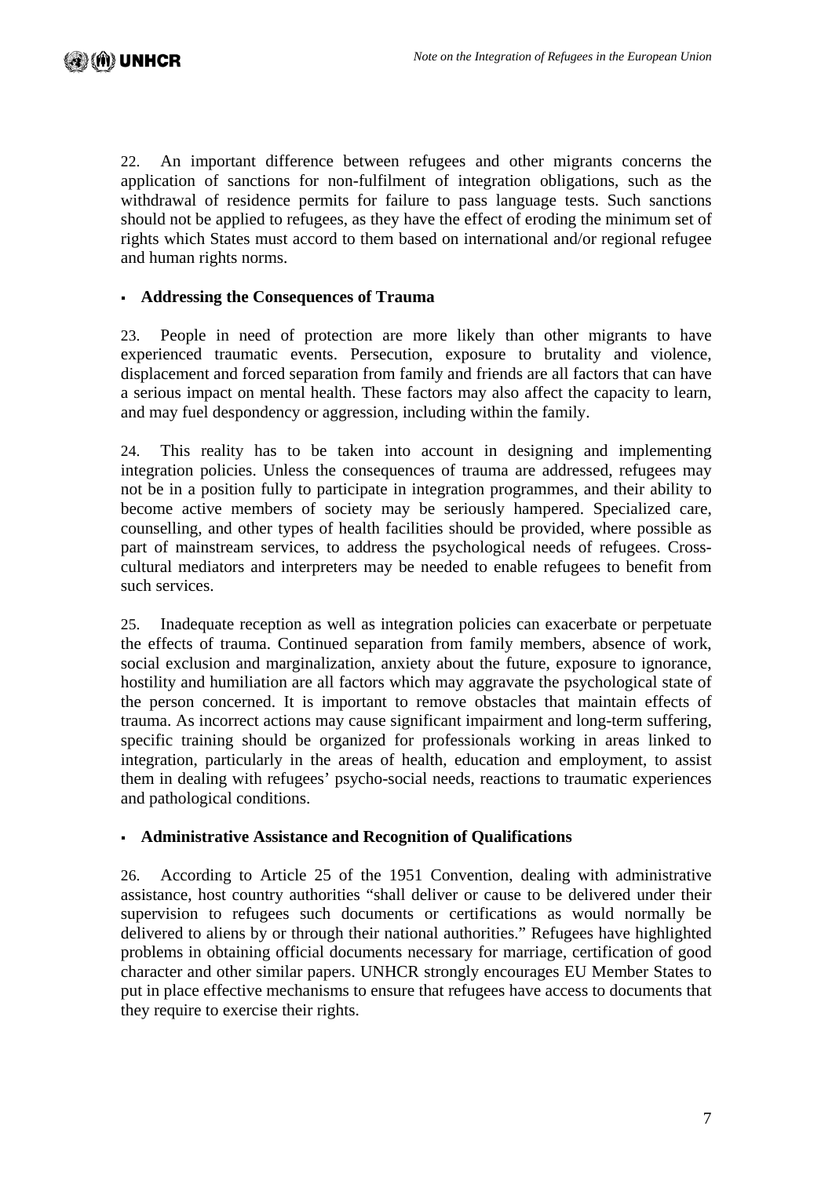22. An important difference between refugees and other migrants concerns the application of sanctions for non-fulfilment of integration obligations, such as the withdrawal of residence permits for failure to pass language tests. Such sanctions should not be applied to refugees, as they have the effect of eroding the minimum set of rights which States must accord to them based on international and/or regional refugee and human rights norms.

- **Addressing the Consequences of Trauma**

23. People in need of protection are more likely than other migrants to have experienced traumatic events. Persecution, exposure to brutality and violence, displacement and forced separation from family and friends are all factors that can have a serious impact on mental health. These factors may also affect the capacity to learn, and may fuel despondency or aggression, including within the family.

24. This reality has to be taken into account in designing and implementing integration policies. Unless the consequences of trauma are addressed, refugees may not be in a position fully to participate in integration programmes, and their ability to become active members of society may be seriously hampered. Specialized care, counselling, and other types of health facilities should be provided, where possible as part of mainstream services, to address the psychological needs of refugees. Cross-cultural mediators and interpreters may be needed to enable refugees to benefit from such services.

25. Inadequate reception as well as integration policies can exacerbate or perpetuate the effects of trauma. Continued separation from family members, absence of work, social exclusion and marginalization, anxiety about the future, exposure to ignorance, hostility and humiliation are all factors which may aggravate the psychological state of the person concerned. It is important to remove obstacles that maintain effects of trauma. As incorrect actions may cause significant impairment and long-term suffering, specific training should be organized for professionals working in areas linked to integration, particularly in the areas of health, education and employment, to assist them in dealing with refugees' psycho-social needs, reactions to traumatic experiences and pathological conditions.

- **Administrative Assistance and Recognition of Qualifications**

26. According to Article 25 of the 1951 Convention, dealing with administrative assistance, host country authorities "shall deliver or cause to be delivered under their supervision to refugees such documents or certifications as would normally be delivered to aliens by or through their national authorities." Refugees have highlighted problems in obtaining official documents necessary for marriage, certification of good character and other similar papers. UNHCR strongly encourages EU Member States to put in place effective mechanisms to ensure that refugees have access to documents that they require to exercise their rights.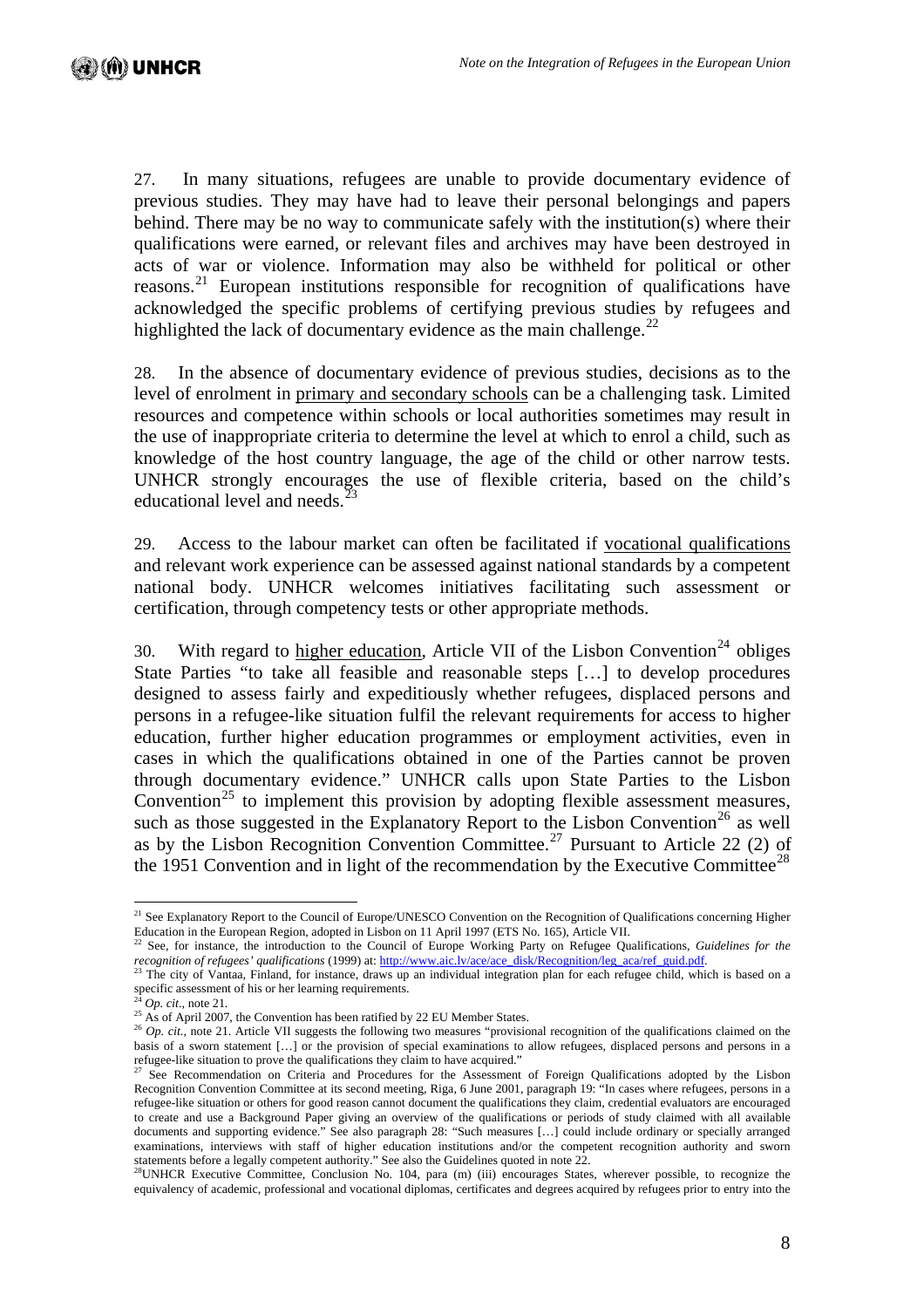27. In many situations, refugees are unable to provide documentary evidence of previous studies. They may have had to leave their personal belongings and papers behind. There may be no way to communicate safely with the institution(s) where their qualifications were earned, or relevant files and archives may have been destroyed in acts of war or violence. Information may also be withheld for political or other reasons.[21] European institutions responsible for recognition of qualifications have acknowledged the specific problems of certifying previous studies by refugees and highlighted the lack of documentary evidence as the main challenge.[22]

28. In the absence of documentary evidence of previous studies, decisions as to the level of enrolment in primary and secondary schools can be a challenging task. Limited resources and competence within schools or local authorities sometimes may result in the use of inappropriate criteria to determine the level at which to enrol a child, such as knowledge of the host country language, the age of the child or other narrow tests. UNHCR strongly encourages the use of flexible criteria, based on the child's educational level and needs.[23]

29. Access to the labour market can often be facilitated if vocational qualifications and relevant work experience can be assessed against national standards by a competent national body. UNHCR welcomes initiatives facilitating such assessment or certification, through competency tests or other appropriate methods.

30. With regard to higher education, Article VII of the Lisbon Convention[24] obliges State Parties "to take all feasible and reasonable steps […] to develop procedures designed to assess fairly and expeditiously whether refugees, displaced persons and persons in a refugee-like situation fulfil the relevant requirements for access to higher education, further higher education programmes or employment activities, even in cases in which the qualifications obtained in one of the Parties cannot be proven through documentary evidence." UNHCR calls upon State Parties to the Lisbon Convention[25] to implement this provision by adopting flexible assessment measures, such as those suggested in the Explanatory Report to the Lisbon Convention[26] as well as by the Lisbon Recognition Convention Committee.[27] Pursuant to Article 22 (2) of the 1951 Convention and in light of the recommendation by the Executive Committee[28]

---

[21] See Explanatory Report to the Council of Europe/UNESCO Convention on the Recognition of Qualifications concerning Higher Education in the European Region, adopted in Lisbon on 11 April 1997 (ETS No. 165), Article VII.

[22] See, for instance, the introduction to the Council of Europe Working Party on Refugee Qualifications, *Guidelines for the recognition of refugees' qualifications* (1999) at: http://www.aic.lv/ace/ace_disk/Recognition/leg_aca/ref_guid.pdf.

[23] The city of Vantaa, Finland, for instance, draws up an individual integration plan for each refugee child, which is based on a specific assessment of his or her learning requirements.

[24] *Op. cit.*, note 21.

[25] As of April 2007, the Convention has been ratified by 22 EU Member States.

[26] *Op. cit.*, note 21. Article VII suggests the following two measures "provisional recognition of the qualifications claimed on the basis of a sworn statement […] or the provision of special examinations to allow refugees, displaced persons and persons in a refugee-like situation to prove the qualifications they claim to have acquired."

[27] See Recommendation on Criteria and Procedures for the Assessment of Foreign Qualifications adopted by the Lisbon Recognition Convention Committee at its second meeting, Riga, 6 June 2001, paragraph 19: "In cases where refugees, persons in a refugee-like situation or others for good reason cannot document the qualifications they claim, credential evaluators are encouraged to create and use a Background Paper giving an overview of the qualifications or periods of study claimed with all available documents and supporting evidence." See also paragraph 28: "Such measures […] could include ordinary or specially arranged examinations, interviews with staff of higher education institutions and/or the competent recognition authority and sworn statements before a legally competent authority." See also the Guidelines quoted in note 22.

[28] UNHCR Executive Committee, Conclusion No. 104, para (m) (iii) encourages States, wherever possible, to recognize the equivalency of academic, professional and vocational diplomas, certificates and degrees acquired by refugees prior to entry into the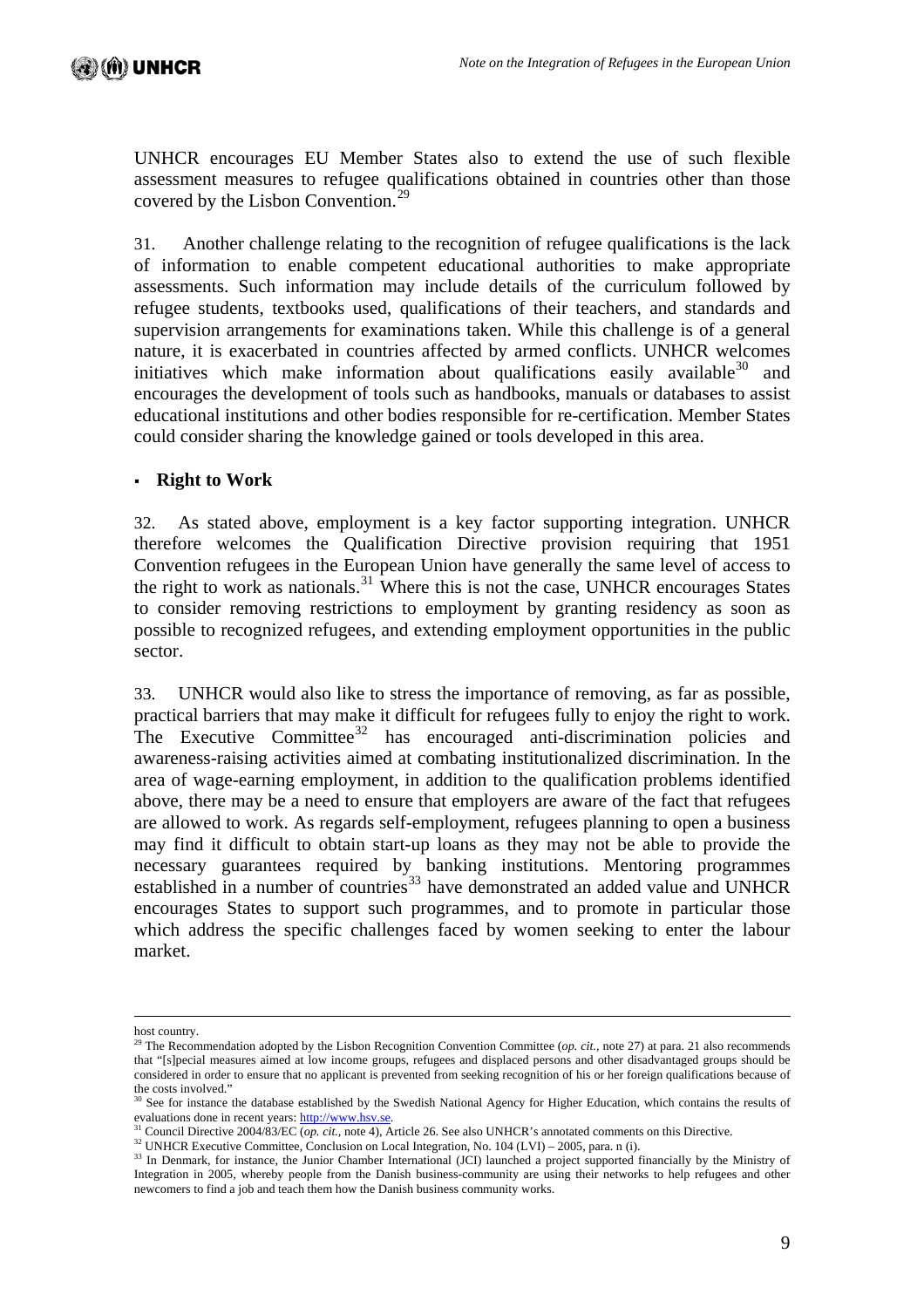UNHCR encourages EU Member States also to extend the use of such flexible assessment measures to refugee qualifications obtained in countries other than those covered by the Lisbon Convention.[29]

31. Another challenge relating to the recognition of refugee qualifications is the lack of information to enable competent educational authorities to make appropriate assessments. Such information may include details of the curriculum followed by refugee students, textbooks used, qualifications of their teachers, and standards and supervision arrangements for examinations taken. While this challenge is of a general nature, it is exacerbated in countries affected by armed conflicts. UNHCR welcomes initiatives which make information about qualifications easily available[30] and encourages the development of tools such as handbooks, manuals or databases to assist educational institutions and other bodies responsible for re-certification. Member States could consider sharing the knowledge gained or tools developed in this area.

- **Right to Work**

32. As stated above, employment is a key factor supporting integration. UNHCR therefore welcomes the Qualification Directive provision requiring that 1951 Convention refugees in the European Union have generally the same level of access to the right to work as nationals.[31] Where this is not the case, UNHCR encourages States to consider removing restrictions to employment by granting residency as soon as possible to recognized refugees, and extending employment opportunities in the public sector.

33. UNHCR would also like to stress the importance of removing, as far as possible, practical barriers that may make it difficult for refugees fully to enjoy the right to work. The Executive Committee[32] has encouraged anti-discrimination policies and awareness-raising activities aimed at combating institutionalized discrimination. In the area of wage-earning employment, in addition to the qualification problems identified above, there may be a need to ensure that employers are aware of the fact that refugees are allowed to work. As regards self-employment, refugees planning to open a business may find it difficult to obtain start-up loans as they may not be able to provide the necessary guarantees required by banking institutions. Mentoring programmes established in a number of countries[33] have demonstrated an added value and UNHCR encourages States to support such programmes, and to promote in particular those which address the specific challenges faced by women seeking to enter the labour market.

---

host country.

[29] The Recommendation adopted by the Lisbon Recognition Convention Committee (*op. cit.*, note 27) at para. 21 also recommends that "[s]pecial measures aimed at low income groups, refugees and displaced persons and other disadvantaged groups should be considered in order to ensure that no applicant is prevented from seeking recognition of his or her foreign qualifications because of the costs involved."

[30] See for instance the database established by the Swedish National Agency for Higher Education, which contains the results of evaluations done in recent years: http://www.hsv.se.

[31] Council Directive 2004/83/EC (*op. cit.*, note 4), Article 26. See also UNHCR's annotated comments on this Directive.

[32] UNHCR Executive Committee, Conclusion on Local Integration, No. 104 (LVI) – 2005, para. n (i).

[33] In Denmark, for instance, the Junior Chamber International (JCI) launched a project supported financially by the Ministry of Integration in 2005, whereby people from the Danish business-community are using their networks to help refugees and other newcomers to find a job and teach them how the Danish business community works.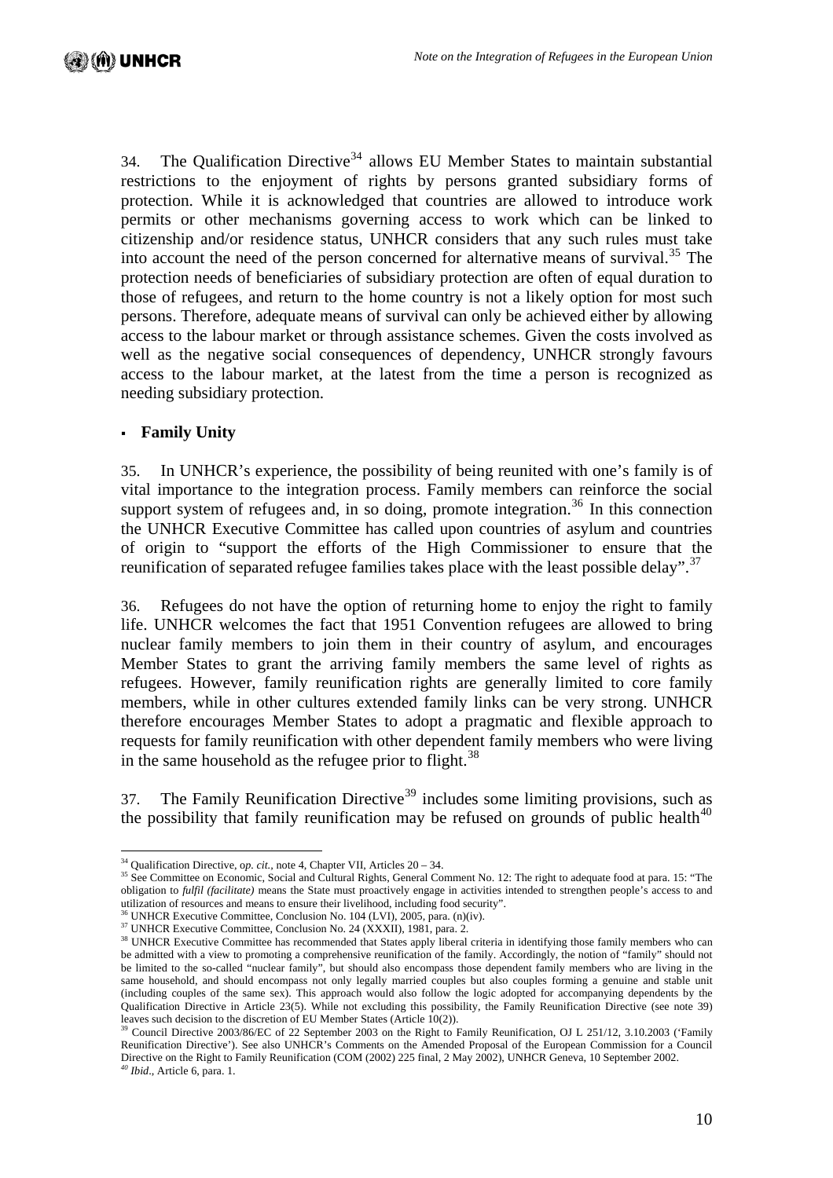34. The Qualification Directive[34] allows EU Member States to maintain substantial restrictions to the enjoyment of rights by persons granted subsidiary forms of protection. While it is acknowledged that countries are allowed to introduce work permits or other mechanisms governing access to work which can be linked to citizenship and/or residence status, UNHCR considers that any such rules must take into account the need of the person concerned for alternative means of survival.[35] The protection needs of beneficiaries of subsidiary protection are often of equal duration to those of refugees, and return to the home country is not a likely option for most such persons. Therefore, adequate means of survival can only be achieved either by allowing access to the labour market or through assistance schemes. Given the costs involved as well as the negative social consequences of dependency, UNHCR strongly favours access to the labour market, at the latest from the time a person is recognized as needing subsidiary protection.

- **Family Unity**

35. In UNHCR's experience, the possibility of being reunited with one's family is of vital importance to the integration process. Family members can reinforce the social support system of refugees and, in so doing, promote integration.[36] In this connection the UNHCR Executive Committee has called upon countries of asylum and countries of origin to "support the efforts of the High Commissioner to ensure that the reunification of separated refugee families takes place with the least possible delay".[37]

36. Refugees do not have the option of returning home to enjoy the right to family life. UNHCR welcomes the fact that 1951 Convention refugees are allowed to bring nuclear family members to join them in their country of asylum, and encourages Member States to grant the arriving family members the same level of rights as refugees. However, family reunification rights are generally limited to core family members, while in other cultures extended family links can be very strong. UNHCR therefore encourages Member States to adopt a pragmatic and flexible approach to requests for family reunification with other dependent family members who were living in the same household as the refugee prior to flight.[38]

37. The Family Reunification Directive[39] includes some limiting provisions, such as the possibility that family reunification may be refused on grounds of public health[40]

---

[34] Qualification Directive, *op. cit.*, note 4, Chapter VII, Articles 20 – 34.

[35] See Committee on Economic, Social and Cultural Rights, General Comment No. 12: The right to adequate food at para. 15: "The obligation to *fulfil (facilitate)* means the State must proactively engage in activities intended to strengthen people's access to and utilization of resources and means to ensure their livelihood, including food security".

[36] UNHCR Executive Committee, Conclusion No. 104 (LVI), 2005, para. (n)(iv).

[37] UNHCR Executive Committee, Conclusion No. 24 (XXXII), 1981, para. 2.

[38] UNHCR Executive Committee has recommended that States apply liberal criteria in identifying those family members who can be admitted with a view to promoting a comprehensive reunification of the family. Accordingly, the notion of "family" should not be limited to the so-called "nuclear family", but should also encompass those dependent family members who are living in the same household, and should encompass not only legally married couples but also couples forming a genuine and stable unit (including couples of the same sex). This approach would also follow the logic adopted for accompanying dependents by the Qualification Directive in Article 23(5). While not excluding this possibility, the Family Reunification Directive (see note 39) leaves such decision to the discretion of EU Member States (Article 10(2)).

[39] Council Directive 2003/86/EC of 22 September 2003 on the Right to Family Reunification, OJ L 251/12, 3.10.2003 ('Family Reunification Directive'). See also UNHCR's Comments on the Amended Proposal of the European Commission for a Council Directive on the Right to Family Reunification (COM (2002) 225 final, 2 May 2002), UNHCR Geneva, 10 September 2002.

[40] *Ibid*., Article 6, para. 1.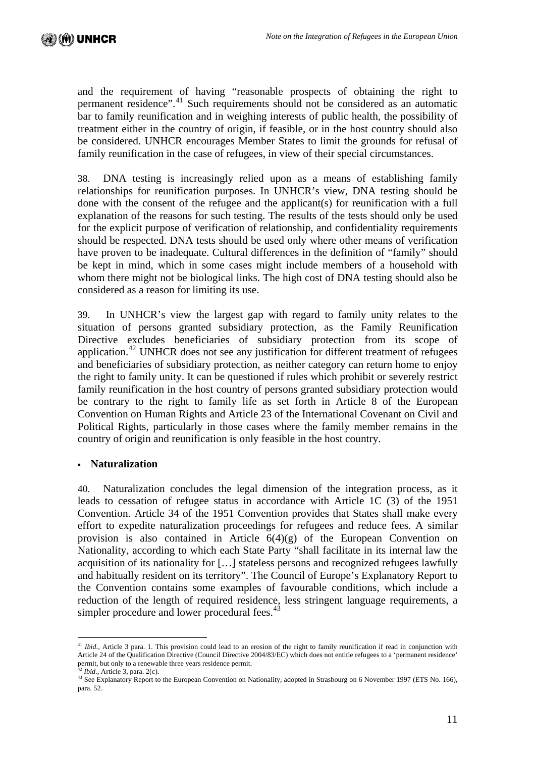and the requirement of having "reasonable prospects of obtaining the right to permanent residence".[41] Such requirements should not be considered as an automatic bar to family reunification and in weighing interests of public health, the possibility of treatment either in the country of origin, if feasible, or in the host country should also be considered. UNHCR encourages Member States to limit the grounds for refusal of family reunification in the case of refugees, in view of their special circumstances.

38. DNA testing is increasingly relied upon as a means of establishing family relationships for reunification purposes. In UNHCR's view, DNA testing should be done with the consent of the refugee and the applicant(s) for reunification with a full explanation of the reasons for such testing. The results of the tests should only be used for the explicit purpose of verification of relationship, and confidentiality requirements should be respected. DNA tests should be used only where other means of verification have proven to be inadequate. Cultural differences in the definition of "family" should be kept in mind, which in some cases might include members of a household with whom there might not be biological links. The high cost of DNA testing should also be considered as a reason for limiting its use.

39. In UNHCR's view the largest gap with regard to family unity relates to the situation of persons granted subsidiary protection, as the Family Reunification Directive excludes beneficiaries of subsidiary protection from its scope of application.[42] UNHCR does not see any justification for different treatment of refugees and beneficiaries of subsidiary protection, as neither category can return home to enjoy the right to family unity. It can be questioned if rules which prohibit or severely restrict family reunification in the host country of persons granted subsidiary protection would be contrary to the right to family life as set forth in Article 8 of the European Convention on Human Rights and Article 23 of the International Covenant on Civil and Political Rights, particularly in those cases where the family member remains in the country of origin and reunification is only feasible in the host country.

- **Naturalization**

40. Naturalization concludes the legal dimension of the integration process, as it leads to cessation of refugee status in accordance with Article 1C (3) of the 1951 Convention. Article 34 of the 1951 Convention provides that States shall make every effort to expedite naturalization proceedings for refugees and reduce fees. A similar provision is also contained in Article 6(4)(g) of the European Convention on Nationality, according to which each State Party "shall facilitate in its internal law the acquisition of its nationality for […] stateless persons and recognized refugees lawfully and habitually resident on its territory". The Council of Europe's Explanatory Report to the Convention contains some examples of favourable conditions, which include a reduction of the length of required residence, less stringent language requirements, a simpler procedure and lower procedural fees.[43]

---

[41] *Ibid.*, Article 3 para. 1. This provision could lead to an erosion of the right to family reunification if read in conjunction with Article 24 of the Qualification Directive (Council Directive 2004/83/EC) which does not entitle refugees to a 'permanent residence' permit, but only to a renewable three years residence permit.

[42] *Ibid.*, Article 3, para. 2(c).

[43] See Explanatory Report to the European Convention on Nationality, adopted in Strasbourg on 6 November 1997 (ETS No. 166), para. 52.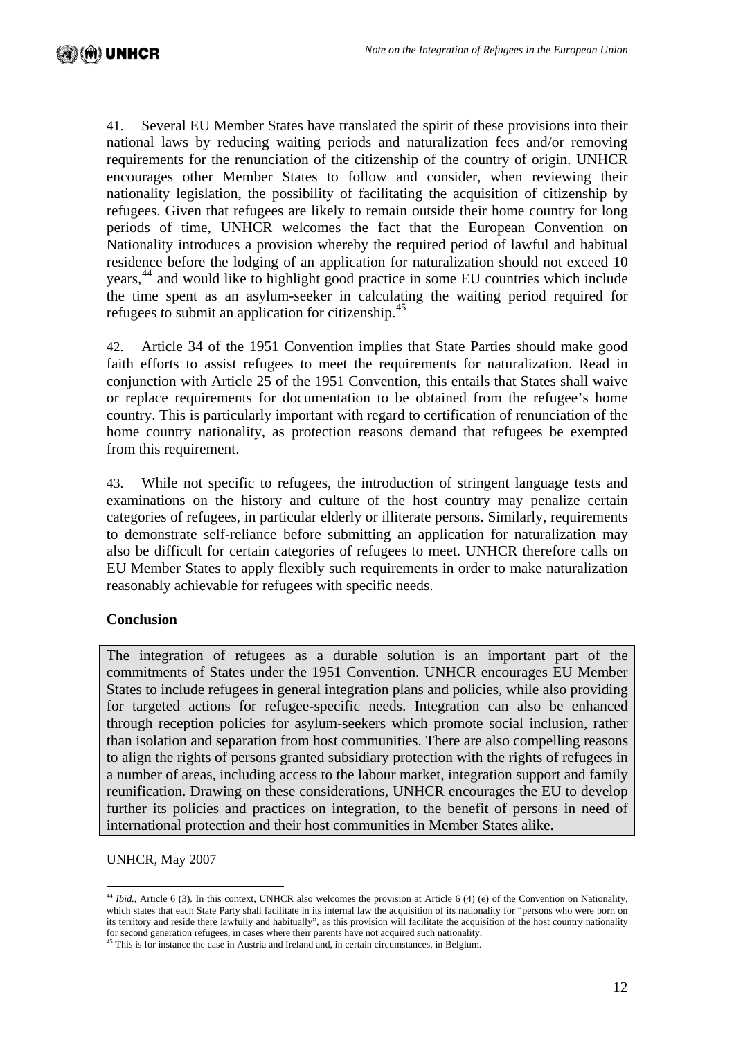41. Several EU Member States have translated the spirit of these provisions into their national laws by reducing waiting periods and naturalization fees and/or removing requirements for the renunciation of the citizenship of the country of origin. UNHCR encourages other Member States to follow and consider, when reviewing their nationality legislation, the possibility of facilitating the acquisition of citizenship by refugees. Given that refugees are likely to remain outside their home country for long periods of time, UNHCR welcomes the fact that the European Convention on Nationality introduces a provision whereby the required period of lawful and habitual residence before the lodging of an application for naturalization should not exceed 10 years,[44] and would like to highlight good practice in some EU countries which include the time spent as an asylum-seeker in calculating the waiting period required for refugees to submit an application for citizenship.[45]

42. Article 34 of the 1951 Convention implies that State Parties should make good faith efforts to assist refugees to meet the requirements for naturalization. Read in conjunction with Article 25 of the 1951 Convention, this entails that States shall waive or replace requirements for documentation to be obtained from the refugee's home country. This is particularly important with regard to certification of renunciation of the home country nationality, as protection reasons demand that refugees be exempted from this requirement.

43. While not specific to refugees, the introduction of stringent language tests and examinations on the history and culture of the host country may penalize certain categories of refugees, in particular elderly or illiterate persons. Similarly, requirements to demonstrate self-reliance before submitting an application for naturalization may also be difficult for certain categories of refugees to meet. UNHCR therefore calls on EU Member States to apply flexibly such requirements in order to make naturalization reasonably achievable for refugees with specific needs.

**Conclusion**

The integration of refugees as a durable solution is an important part of the commitments of States under the 1951 Convention. UNHCR encourages EU Member States to include refugees in general integration plans and policies, while also providing for targeted actions for refugee-specific needs. Integration can also be enhanced through reception policies for asylum-seekers which promote social inclusion, rather than isolation and separation from host communities. There are also compelling reasons to align the rights of persons granted subsidiary protection with the rights of refugees in a number of areas, including access to the labour market, integration support and family reunification. Drawing on these considerations, UNHCR encourages the EU to develop further its policies and practices on integration, to the benefit of persons in need of international protection and their host communities in Member States alike.

UNHCR, May 2007

---

[44] *Ibid.*, Article 6 (3). In this context, UNHCR also welcomes the provision at Article 6 (4) (e) of the Convention on Nationality, which states that each State Party shall facilitate in its internal law the acquisition of its nationality for "persons who were born on its territory and reside there lawfully and habitually", as this provision will facilitate the acquisition of the host country nationality for second generation refugees, in cases where their parents have not acquired such nationality.

[45] This is for instance the case in Austria and Ireland and, in certain circumstances, in Belgium.